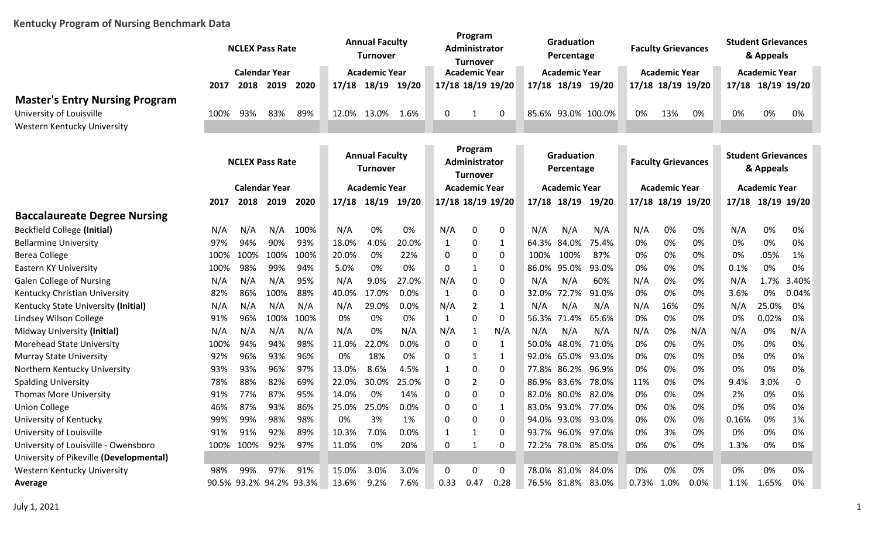**Kentucky Program of Nursing Benchmark Data**

## Master's Entry Nursing Program

| | NCLEX Pass Rate (Calendar Year) | | | | Annual Faculty Turnover (Academic Year) | | | Program Administrator Turnover (Academic Year) | | | Graduation Percentage (Academic Year) | | | Faculty Grievances (Academic Year) | | | Student Grievances & Appeals (Academic Year) | | |
|---|---|---|---|---|---|---|---|---|---|---|---|---|---|---|---|---|---|---|---|
| | 2017 | 2018 | 2019 | 2020 | 17/18 | 18/19 | 19/20 | 17/18 | 18/19 | 19/20 | 17/18 | 18/19 | 19/20 | 17/18 | 18/19 | 19/20 | 17/18 | 18/19 | 19/20 |
| University of Louisville | 100% | 93% | 83% | 89% | 12.0% | 13.0% | 1.6% | 0 | 1 | 0 | 85.6% | 93.0% | 100.0% | 0% | 13% | 0% | 0% | 0% | 0% |
| Western Kentucky University | | | | | | | | | | | | | | | | | | | |

## Baccalaureate Degree Nursing

| | NCLEX Pass Rate (Calendar Year) | | | | Annual Faculty Turnover (Academic Year) | | | Program Administrator Turnover (Academic Year) | | | Graduation Percentage (Academic Year) | | | Faculty Grievances (Academic Year) | | | Student Grievances & Appeals (Academic Year) | | |
|---|---|---|---|---|---|---|---|---|---|---|---|---|---|---|---|---|---|---|---|
| | 2017 | 2018 | 2019 | 2020 | 17/18 | 18/19 | 19/20 | 17/18 | 18/19 | 19/20 | 17/18 | 18/19 | 19/20 | 17/18 | 18/19 | 19/20 | 17/18 | 18/19 | 19/20 |
| Beckfield College **(Initial)** | N/A | N/A | N/A | 100% | N/A | 0% | 0% | N/A | 0 | 0 | N/A | N/A | N/A | N/A | 0% | 0% | N/A | 0% | 0% |
| Bellarmine University | 97% | 94% | 90% | 93% | 18.0% | 4.0% | 20.0% | 1 | 0 | 1 | 64.3% | 84.0% | 75.4% | 0% | 0% | 0% | 0% | 0% | 0% |
| Berea College | 100% | 100% | 100% | 100% | 20.0% | 0% | 22% | 0 | 0 | 0 | 100% | 100% | 87% | 0% | 0% | 0% | 0% | .05% | 1% |
| Eastern KY University | 100% | 98% | 99% | 94% | 5.0% | 0% | 0% | 0 | 1 | 0 | 86.0% | 95.0% | 93.0% | 0% | 0% | 0% | 0.1% | 0% | 0% |
| Galen College of Nursing | N/A | N/A | N/A | 95% | N/A | 9.0% | 27.0% | N/A | 0 | 0 | N/A | N/A | N/A | N/A | 0% | 0% | N/A | 1.7% | 3.40% |
| Kentucky Christian University | 82% | 86% | 100% | 88% | 40.0% | 17.0% | 0.0% | 1 | 0 | 0 | 32.0% | 72.7% | 91.0% | 0% | 0% | 0% | 3.6% | 0% | 0.04% |
| Kentucky State University **(Initial)** | N/A | N/A | N/A | N/A | N/A | 29.0% | 0.0% | N/A | 2 | 1 | N/A | N/A | N/A | N/A | 16% | 0% | N/A | 25.0% | 0% |
| Lindsey Wilson College | 91% | 96% | 100% | 100% | 0% | 0% | 0% | 1 | 0 | 0 | 56.3% | 71.4% | 65.6% | 0% | 0% | 0% | 0% | 0.02% | 0% |
| Midway University **(Initial)** | N/A | N/A | N/A | N/A | N/A | 0% | N/A | N/A | 1 | N/A | N/A | N/A | 60% | N/A | 0% | N/A | N/A | 0% | N/A |
| Morehead State University | 100% | 94% | 94% | 98% | 11.0% | 22.0% | 0.0% | 0 | 0 | 1 | 50.0% | 48.0% | 71.0% | 0% | 0% | 0% | 0% | 0% | 0% |
| Murray State University | 92% | 96% | 93% | 96% | 0% | 18% | 0% | 0 | 1 | 1 | 92.0% | 65.0% | 93.0% | 0% | 0% | 0% | 0% | 0% | 0% |
| Northern Kentucky University | 93% | 93% | 96% | 97% | 13.0% | 8.6% | 4.5% | 1 | 0 | 0 | 77.8% | 86.2% | 96.9% | 0% | 0% | 0% | 0% | 0% | 0% |
| Spalding University | 78% | 88% | 82% | 69% | 22.0% | 30.0% | 25.0% | 0 | 2 | 0 | 86.9% | 83.6% | 78.0% | 11% | 0% | 0% | 9.4% | 3.0% | 0 |
| Thomas More University | 91% | 77% | 87% | 95% | 14.0% | 0% | 14% | 0 | 0 | 0 | 82.0% | 80.0% | 82.0% | 0% | 0% | 0% | 2% | 0% | 0% |
| Union College | 46% | 87% | 93% | 86% | 25.0% | 25.0% | 0.0% | 0 | 0 | 1 | 83.0% | 93.0% | 77.0% | 0% | 0% | 0% | 0% | 0% | 0% |
| University of Kentucky | 99% | 99% | 98% | 98% | 0% | 3% | 1% | 0 | 0 | 0 | 94.0% | 93.0% | 93.0% | 0% | 0% | 0% | 0.16% | 0% | 1% |
| University of Louisville | 91% | 91% | 92% | 89% | 10.3% | 7.0% | 0.0% | 1 | 1 | 0 | 93.7% | 96.0% | 97.0% | 0% | 3% | 0% | 0% | 0% | 0% |
| University of Louisville - Owensboro | 100% | 100% | 92% | 97% | 11.0% | 0% | 20% | 0 | 1 | 0 | 72.2% | 78.0% | 85.0% | 0% | 0% | 0% | 1.3% | 0% | 0% |
| University of Pikeville **(Developmental)** | | | | | | | | | | | | | | | | | | | |
| Western Kentucky University | 98% | 99% | 97% | 91% | 15.0% | 3.0% | 3.0% | 0 | 0 | 0 | 78.0% | 81.0% | 84.0% | 0% | 0% | 0% | 0% | 0% | 0% |
| **Average** | 90.5% | 93.2% | 94.2% | 93.3% | 13.6% | 9.2% | 7.6% | 0.33 | 0.47 | 0.28 | 76.5% | 81.8% | 83.0% | 0.73% | 1.0% | 0.0% | 1.1% | 1.65% | 0% |

July 1, 2021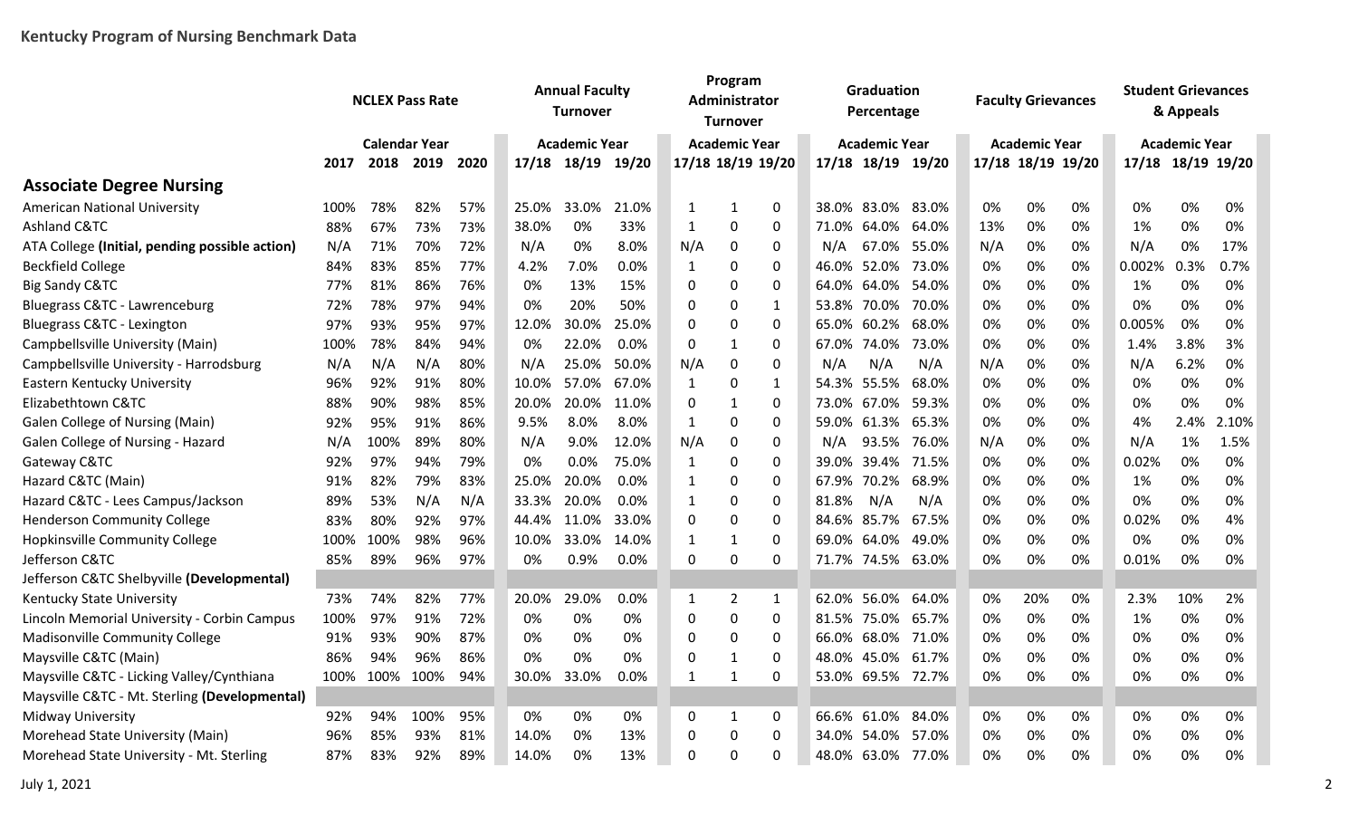**Kentucky Program of Nursing Benchmark Data**

| | NCLEX Pass Rate | | | | Annual Faculty Turnover | | | Program Administrator Turnover | | | Graduation Percentage | | | Faculty Grievances | | | Student Grievances & Appeals | | |
|---|---|---|---|---|---|---|---|---|---|---|---|---|---|---|---|---|---|---|---|
| | Calendar Year | | | | Academic Year | | | Academic Year | | | Academic Year | | | Academic Year | | | Academic Year | | |
| | 2017 | 2018 | 2019 | 2020 | 17/18 | 18/19 | 19/20 | 17/18 | 18/19 | 19/20 | 17/18 | 18/19 | 19/20 | 17/18 | 18/19 | 19/20 | 17/18 | 18/19 | 19/20 |
| **Associate Degree Nursing** | | | | | | | | | | | | | | | | | | | |
| American National University | 100% | 78% | 82% | 57% | 25.0% | 33.0% | 21.0% | 1 | 1 | 0 | 38.0% | 83.0% | 83.0% | 0% | 0% | 0% | 0% | 0% | 0% |
| Ashland C&TC | 88% | 67% | 73% | 73% | 38.0% | 0% | 33% | 1 | 0 | 0 | 71.0% | 64.0% | 64.0% | 13% | 0% | 0% | 1% | 0% | 0% |
| ATA College **(Initial, pending possible action)** | N/A | 71% | 70% | 72% | N/A | 0% | 8.0% | N/A | 0 | 0 | N/A | 67.0% | 55.0% | N/A | 0% | 0% | N/A | 0% | 17% |
| Beckfield College | 84% | 83% | 85% | 77% | 4.2% | 7.0% | 0.0% | 1 | 0 | 0 | 46.0% | 52.0% | 73.0% | 0% | 0% | 0% | 0.002% | 0.3% | 0.7% |
| Big Sandy C&TC | 77% | 81% | 86% | 76% | 0% | 13% | 15% | 0 | 0 | 0 | 64.0% | 64.0% | 54.0% | 0% | 0% | 0% | 1% | 0% | 0% |
| Bluegrass C&TC - Lawrenceburg | 72% | 78% | 97% | 94% | 0% | 20% | 50% | 0 | 0 | 1 | 53.8% | 70.0% | 70.0% | 0% | 0% | 0% | 0% | 0% | 0% |
| Bluegrass C&TC - Lexington | 97% | 93% | 95% | 97% | 12.0% | 30.0% | 25.0% | 0 | 0 | 0 | 65.0% | 60.2% | 68.0% | 0% | 0% | 0% | 0.005% | 0% | 0% |
| Campbellsville University (Main) | 100% | 78% | 84% | 94% | 0% | 22.0% | 0.0% | 0 | 1 | 0 | 67.0% | 74.0% | 73.0% | 0% | 0% | 0% | 1.4% | 3.8% | 3% |
| Campbellsville University - Harrodsburg | N/A | N/A | N/A | 80% | N/A | 25.0% | 50.0% | N/A | 0 | 0 | N/A | N/A | N/A | N/A | 0% | 0% | N/A | 6.2% | 0% |
| Eastern Kentucky University | 96% | 92% | 91% | 80% | 10.0% | 57.0% | 67.0% | 1 | 0 | 1 | 54.3% | 55.5% | 68.0% | 0% | 0% | 0% | 0% | 0% | 0% |
| Elizabethtown C&TC | 88% | 90% | 98% | 85% | 20.0% | 20.0% | 11.0% | 0 | 1 | 0 | 73.0% | 67.0% | 59.3% | 0% | 0% | 0% | 0% | 0% | 0% |
| Galen College of Nursing (Main) | 92% | 95% | 91% | 86% | 9.5% | 8.0% | 8.0% | 1 | 0 | 0 | 59.0% | 61.3% | 65.3% | 0% | 0% | 0% | 4% | 2.4% | 2.10% |
| Galen College of Nursing - Hazard | N/A | 100% | 89% | 80% | N/A | 9.0% | 12.0% | N/A | 0 | 0 | N/A | 93.5% | 76.0% | N/A | 0% | 0% | N/A | 1% | 1.5% |
| Gateway C&TC | 92% | 97% | 94% | 79% | 0% | 0.0% | 75.0% | 1 | 0 | 0 | 39.0% | 39.4% | 71.5% | 0% | 0% | 0% | 0.02% | 0% | 0% |
| Hazard C&TC (Main) | 91% | 82% | 79% | 83% | 25.0% | 20.0% | 0.0% | 1 | 0 | 0 | 67.9% | 70.2% | 68.9% | 0% | 0% | 0% | 1% | 0% | 0% |
| Hazard C&TC - Lees Campus/Jackson | 89% | 53% | N/A | N/A | 33.3% | 20.0% | 0.0% | 1 | 0 | 0 | 81.8% | N/A | N/A | 0% | 0% | 0% | 0% | 0% | 0% |
| Henderson Community College | 83% | 80% | 92% | 97% | 44.4% | 11.0% | 33.0% | 0 | 0 | 0 | 84.6% | 85.7% | 67.5% | 0% | 0% | 0% | 0.02% | 0% | 4% |
| Hopkinsville Community College | 100% | 100% | 98% | 96% | 10.0% | 33.0% | 14.0% | 1 | 1 | 0 | 69.0% | 64.0% | 49.0% | 0% | 0% | 0% | 0% | 0% | 0% |
| Jefferson C&TC | 85% | 89% | 96% | 97% | 0% | 0.9% | 0.0% | 0 | 0 | 0 | 71.7% | 74.5% | 63.0% | 0% | 0% | 0% | 0.01% | 0% | 0% |
| Jefferson C&TC Shelbyville **(Developmental)** | | | | | | | | | | | | | | | | | | | |
| Kentucky State University | 73% | 74% | 82% | 77% | 20.0% | 29.0% | 0.0% | 1 | 2 | 1 | 62.0% | 56.0% | 64.0% | 0% | 20% | 0% | 2.3% | 10% | 2% |
| Lincoln Memorial University - Corbin Campus | 100% | 97% | 91% | 72% | 0% | 0% | 0% | 0 | 0 | 0 | 81.5% | 75.0% | 65.7% | 0% | 0% | 0% | 1% | 0% | 0% |
| Madisonville Community College | 91% | 93% | 90% | 87% | 0% | 0% | 0% | 0 | 0 | 0 | 66.0% | 68.0% | 71.0% | 0% | 0% | 0% | 0% | 0% | 0% |
| Maysville C&TC (Main) | 86% | 94% | 96% | 86% | 0% | 0% | 0% | 0 | 1 | 0 | 48.0% | 45.0% | 61.7% | 0% | 0% | 0% | 0% | 0% | 0% |
| Maysville C&TC - Licking Valley/Cynthiana | 100% | 100% | 100% | 94% | 30.0% | 33.0% | 0.0% | 1 | 1 | 0 | 53.0% | 69.5% | 72.7% | 0% | 0% | 0% | 0% | 0% | 0% |
| Maysville C&TC - Mt. Sterling **(Developmental)** | | | | | | | | | | | | | | | | | | | |
| Midway University | 92% | 94% | 100% | 95% | 0% | 0% | 0% | 0 | 1 | 0 | 66.6% | 61.0% | 84.0% | 0% | 0% | 0% | 0% | 0% | 0% |
| Morehead State University (Main) | 96% | 85% | 93% | 81% | 14.0% | 0% | 13% | 0 | 0 | 0 | 34.0% | 54.0% | 57.0% | 0% | 0% | 0% | 0% | 0% | 0% |
| Morehead State University - Mt. Sterling | 87% | 83% | 92% | 89% | 14.0% | 0% | 13% | 0 | 0 | 0 | 48.0% | 63.0% | 77.0% | 0% | 0% | 0% | 0% | 0% | 0% |

July 1, 2021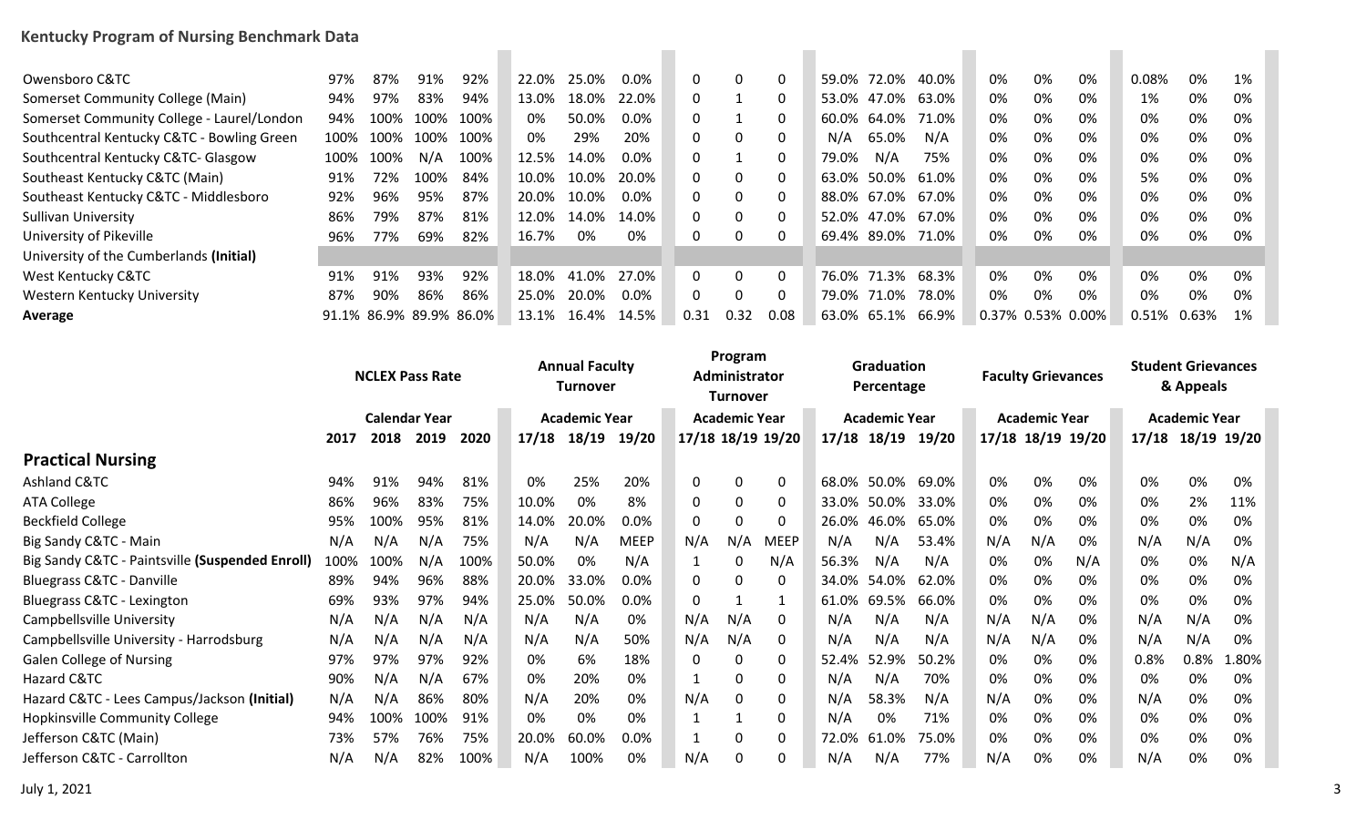# Kentucky Program of Nursing Benchmark Data

| | | | | | | | | | | | | | | | | | | | | | |
|---|---|---|---|---|---|---|---|---|---|---|---|---|---|---|---|---|---|---|---|---|---|
| Owensboro C&TC | 97% | 87% | 91% | 92% | 22.0% | 25.0% | 0.0% | 0 | 0 | 0 | 59.0% | 72.0% | 40.0% | 0% | 0% | 0% | 0.08% | 0% | 1% |
| Somerset Community College (Main) | 94% | 97% | 83% | 94% | 13.0% | 18.0% | 22.0% | 0 | 1 | 0 | 53.0% | 47.0% | 63.0% | 0% | 0% | 0% | 1% | 0% | 0% |
| Somerset Community College - Laurel/London | 94% | 100% | 100% | 100% | 0% | 50.0% | 0.0% | 0 | 1 | 0 | 60.0% | 64.0% | 71.0% | 0% | 0% | 0% | 0% | 0% | 0% |
| Southcentral Kentucky C&TC - Bowling Green | 100% | 100% | 100% | 100% | 0% | 29% | 20% | 0 | 0 | 0 | N/A | 65.0% | N/A | 0% | 0% | 0% | 0% | 0% | 0% |
| Southcentral Kentucky C&TC- Glasgow | 100% | 100% | N/A | 100% | 12.5% | 14.0% | 0.0% | 0 | 1 | 0 | 79.0% | N/A | 75% | 0% | 0% | 0% | 0% | 0% | 0% |
| Southeast Kentucky C&TC (Main) | 91% | 72% | 100% | 84% | 10.0% | 10.0% | 20.0% | 0 | 0 | 0 | 63.0% | 50.0% | 61.0% | 0% | 0% | 0% | 5% | 0% | 0% |
| Southeast Kentucky C&TC - Middlesboro | 92% | 96% | 95% | 87% | 20.0% | 10.0% | 0.0% | 0 | 0 | 0 | 88.0% | 67.0% | 67.0% | 0% | 0% | 0% | 0% | 0% | 0% |
| Sullivan University | 86% | 79% | 87% | 81% | 12.0% | 14.0% | 14.0% | 0 | 0 | 0 | 52.0% | 47.0% | 67.0% | 0% | 0% | 0% | 0% | 0% | 0% |
| University of Pikeville | 96% | 77% | 69% | 82% | 16.7% | 0% | 0% | 0 | 0 | 0 | 69.4% | 89.0% | 71.0% | 0% | 0% | 0% | 0% | 0% | 0% |
| University of the Cumberlands **(Initial)** | | | | | | | | | | | | | | | | | | | |
| West Kentucky C&TC | 91% | 91% | 93% | 92% | 18.0% | 41.0% | 27.0% | 0 | 0 | 0 | 76.0% | 71.3% | 68.3% | 0% | 0% | 0% | 0% | 0% | 0% |
| Western Kentucky University | 87% | 90% | 86% | 86% | 25.0% | 20.0% | 0.0% | 0 | 0 | 0 | 79.0% | 71.0% | 78.0% | 0% | 0% | 0% | 0% | 0% | 0% |
| **Average** | 91.1% | 86.9% | 89.9% | 86.0% | 13.1% | 16.4% | 14.5% | 0.31 | 0.32 | 0.08 | 63.0% | 65.1% | 66.9% | 0.37% | 0.53% | 0.00% | 0.51% | 0.63% | 1% |

| | NCLEX Pass Rate | | | | Annual Faculty Turnover | | | Program Administrator Turnover | | | Graduation Percentage | | | Faculty Grievances | | | Student Grievances & Appeals | | |
|---|---|---|---|---|---|---|---|---|---|---|---|---|---|---|---|---|---|---|---|
| | Calendar Year | | | | Academic Year | | | Academic Year | | | Academic Year | | | Academic Year | | | Academic Year | | |
| | 2017 | 2018 | 2019 | 2020 | 17/18 | 18/19 | 19/20 | 17/18 | 18/19 | 19/20 | 17/18 | 18/19 | 19/20 | 17/18 | 18/19 | 19/20 | 17/18 | 18/19 | 19/20 |
| **Practical Nursing** | | | | | | | | | | | | | | | | | | | |
| Ashland C&TC | 94% | 91% | 94% | 81% | 0% | 25% | 20% | 0 | 0 | 0 | 68.0% | 50.0% | 69.0% | 0% | 0% | 0% | 0% | 0% | 0% |
| ATA College | 86% | 96% | 83% | 75% | 10.0% | 0% | 8% | 0 | 0 | 0 | 33.0% | 50.0% | 33.0% | 0% | 0% | 0% | 0% | 2% | 11% |
| Beckfield College | 95% | 100% | 95% | 81% | 14.0% | 20.0% | 0.0% | 0 | 0 | 0 | 26.0% | 46.0% | 65.0% | 0% | 0% | 0% | 0% | 0% | 0% |
| Big Sandy C&TC - Main | N/A | N/A | N/A | 75% | N/A | N/A | MEEP | N/A | N/A | MEEP | N/A | N/A | 53.4% | N/A | N/A | 0% | N/A | N/A | 0% |
| Big Sandy C&TC - Paintsville **(Suspended Enroll)** | 100% | 100% | N/A | 100% | 50.0% | 0% | N/A | 1 | 0 | N/A | 56.3% | N/A | N/A | 0% | 0% | N/A | 0% | 0% | N/A |
| Bluegrass C&TC - Danville | 89% | 94% | 96% | 88% | 20.0% | 33.0% | 0.0% | 0 | 0 | 0 | 34.0% | 54.0% | 62.0% | 0% | 0% | 0% | 0% | 0% | 0% |
| Bluegrass C&TC - Lexington | 69% | 93% | 97% | 94% | 25.0% | 50.0% | 0.0% | 0 | 1 | 1 | 61.0% | 69.5% | 66.0% | 0% | 0% | 0% | 0% | 0% | 0% |
| Campbellsville University | N/A | N/A | N/A | N/A | N/A | N/A | 0% | N/A | N/A | 0 | N/A | N/A | N/A | N/A | N/A | 0% | N/A | N/A | 0% |
| Campbellsville University - Harrodsburg | N/A | N/A | N/A | N/A | N/A | N/A | 50% | N/A | N/A | 0 | N/A | N/A | N/A | N/A | N/A | 0% | N/A | N/A | 0% |
| Galen College of Nursing | 97% | 97% | 97% | 92% | 0% | 6% | 18% | 0 | 0 | 0 | 52.4% | 52.9% | 50.2% | 0% | 0% | 0% | 0.8% | 0.8% | 1.80% |
| Hazard C&TC | 90% | N/A | N/A | 67% | 0% | 20% | 0% | 1 | 0 | 0 | N/A | N/A | 70% | 0% | 0% | 0% | 0% | 0% | 0% |
| Hazard C&TC - Lees Campus/Jackson **(Initial)** | N/A | N/A | 86% | 80% | N/A | 20% | 0% | N/A | 0 | 0 | N/A | 58.3% | N/A | N/A | 0% | 0% | N/A | 0% | 0% |
| Hopkinsville Community College | 94% | 100% | 100% | 91% | 0% | 0% | 0% | 1 | 1 | 0 | N/A | 0% | 71% | 0% | 0% | 0% | 0% | 0% | 0% |
| Jefferson C&TC (Main) | 73% | 57% | 76% | 75% | 20.0% | 60.0% | 0.0% | 1 | 0 | 0 | 72.0% | 61.0% | 75.0% | 0% | 0% | 0% | 0% | 0% | 0% |
| Jefferson C&TC - Carrollton | N/A | N/A | 82% | 100% | N/A | 100% | 0% | N/A | 0 | 0 | N/A | N/A | 77% | N/A | 0% | 0% | N/A | 0% | 0% |

July 1, 2021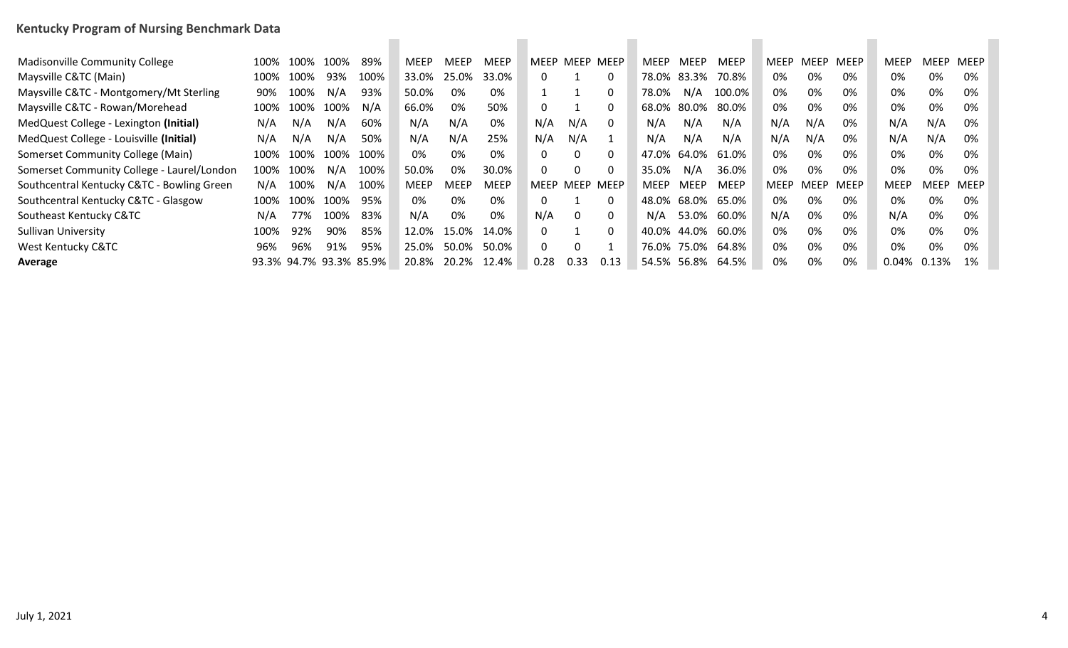**Kentucky Program of Nursing Benchmark Data**

| | | | | | | | | | | | | | | | | | | | | |
|---|---|---|---|---|---|---|---|---|---|---|---|---|---|---|---|---|---|---|---|---|
| Madisonville Community College | 100% | 100% | 100% | 89% | MEEP | MEEP | MEEP | MEEP | MEEP | MEEP | MEEP | MEEP | MEEP | MEEP | MEEP | MEEP | MEEP | MEEP | MEEP |
| Maysville C&TC (Main) | 100% | 100% | 93% | 100% | 33.0% | 25.0% | 33.0% | 0 | 1 | 0 | 78.0% | 83.3% | 70.8% | 0% | 0% | 0% | 0% | 0% | 0% |
| Maysville C&TC - Montgomery/Mt Sterling | 90% | 100% | N/A | 93% | 50.0% | 0% | 0% | 1 | 1 | 0 | 78.0% | N/A | 100.0% | 0% | 0% | 0% | 0% | 0% | 0% |
| Maysville C&TC - Rowan/Morehead | 100% | 100% | 100% | N/A | 66.0% | 0% | 50% | 0 | 1 | 0 | 68.0% | 80.0% | 80.0% | 0% | 0% | 0% | 0% | 0% | 0% |
| MedQuest College - Lexington **(Initial)** | N/A | N/A | N/A | 60% | N/A | N/A | 0% | N/A | N/A | 0 | N/A | N/A | N/A | N/A | N/A | 0% | N/A | N/A | 0% |
| MedQuest College - Louisville **(Initial)** | N/A | N/A | N/A | 50% | N/A | N/A | 25% | N/A | N/A | 1 | N/A | N/A | N/A | N/A | N/A | 0% | N/A | N/A | 0% |
| Somerset Community College (Main) | 100% | 100% | 100% | 100% | 0% | 0% | 0% | 0 | 0 | 0 | 47.0% | 64.0% | 61.0% | 0% | 0% | 0% | 0% | 0% | 0% |
| Somerset Community College - Laurel/London | 100% | 100% | N/A | 100% | 50.0% | 0% | 30.0% | 0 | 0 | 0 | 35.0% | N/A | 36.0% | 0% | 0% | 0% | 0% | 0% | 0% |
| Southcentral Kentucky C&TC - Bowling Green | N/A | 100% | N/A | 100% | MEEP | MEEP | MEEP | MEEP | MEEP | MEEP | MEEP | MEEP | MEEP | MEEP | MEEP | MEEP | MEEP | MEEP | MEEP |
| Southcentral Kentucky C&TC - Glasgow | 100% | 100% | 100% | 95% | 0% | 0% | 0% | 0 | 1 | 0 | 48.0% | 68.0% | 65.0% | 0% | 0% | 0% | 0% | 0% | 0% |
| Southeast Kentucky C&TC | N/A | 77% | 100% | 83% | N/A | 0% | 0% | N/A | 0 | 0 | N/A | 53.0% | 60.0% | N/A | 0% | 0% | N/A | 0% | 0% |
| Sullivan University | 100% | 92% | 90% | 85% | 12.0% | 15.0% | 14.0% | 0 | 1 | 0 | 40.0% | 44.0% | 60.0% | 0% | 0% | 0% | 0% | 0% | 0% |
| West Kentucky C&TC | 96% | 96% | 91% | 95% | 25.0% | 50.0% | 50.0% | 0 | 0 | 1 | 76.0% | 75.0% | 64.8% | 0% | 0% | 0% | 0% | 0% | 0% |
| **Average** | 93.3% | 94.7% | 93.3% | 85.9% | 20.8% | 20.2% | 12.4% | 0.28 | 0.33 | 0.13 | 54.5% | 56.8% | 64.5% | 0% | 0% | 0% | 0.04% | 0.13% | 1% |

July 1, 2021